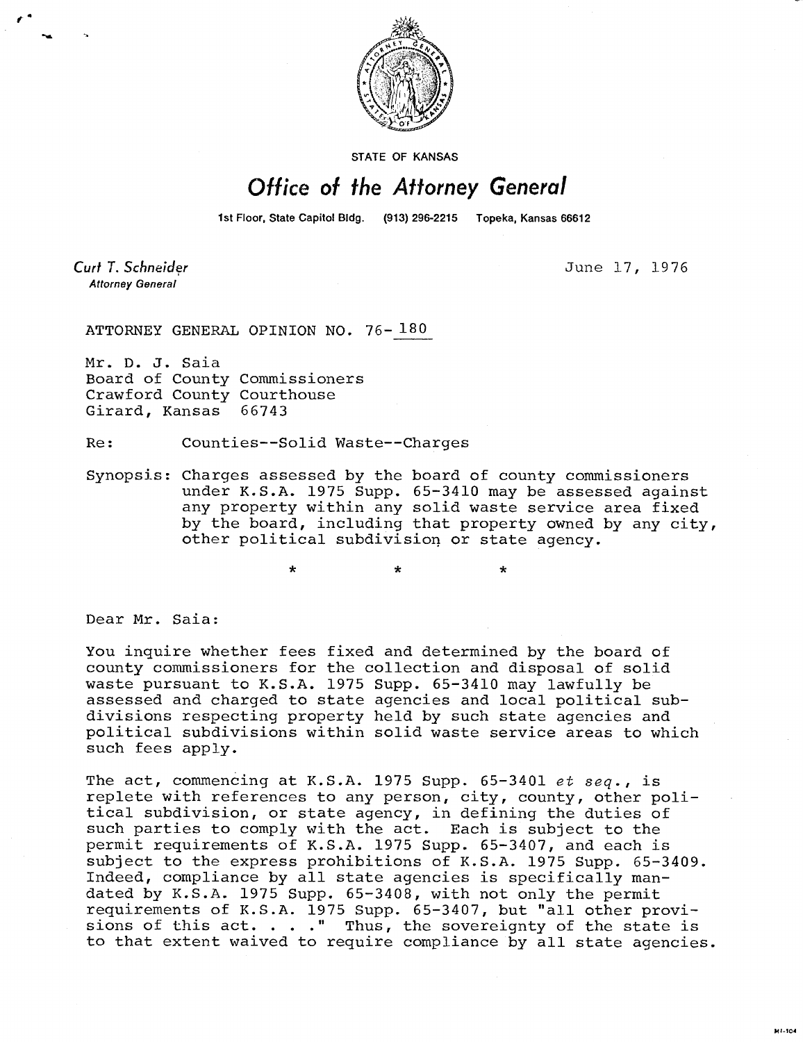STATE OF KANSAS

# Office of the Attorney General

1st Floor, State Capitol Bldg. (913) 296-2215 Topeka, Kansas 66612

*Curt T. Schneider*
Attorney General

June 17, 1976

ATTORNEY GENERAL OPINION NO. 76-180

Mr. D. J. Saia
Board of County Commissioners
Crawford County Courthouse
Girard, Kansas 66743

Re: Counties--Solid Waste--Charges

Synopsis: Charges assessed by the board of county commissioners under K.S.A. 1975 Supp. 65-3410 may be assessed against any property within any solid waste service area fixed by the board, including that property owned by any city, other political subdivision or state agency.

\* \* \*

Dear Mr. Saia:

You inquire whether fees fixed and determined by the board of county commissioners for the collection and disposal of solid waste pursuant to K.S.A. 1975 Supp. 65-3410 may lawfully be assessed and charged to state agencies and local political subdivisions respecting property held by such state agencies and political subdivisions within solid waste service areas to which such fees apply.

The act, commencing at K.S.A. 1975 Supp. 65-3401 *et seq.*, is replete with references to any person, city, county, other political subdivision, or state agency, in defining the duties of such parties to comply with the act. Each is subject to the permit requirements of K.S.A. 1975 Supp. 65-3407, and each is subject to the express prohibitions of K.S.A. 1975 Supp. 65-3409. Indeed, compliance by all state agencies is specifically mandated by K.S.A. 1975 Supp. 65-3408, with not only the permit requirements of K.S.A. 1975 Supp. 65-3407, but "all other provisions of this act. . . ." Thus, the sovereignty of the state is to that extent waived to require compliance by all state agencies.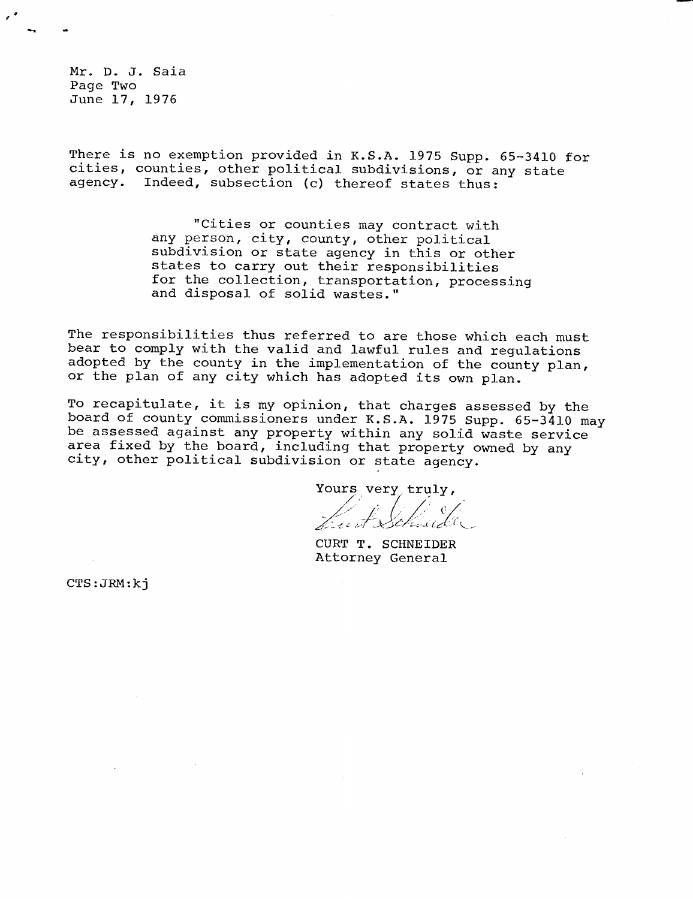Mr. D. J. Saia
Page Two
June 17, 1976

There is no exemption provided in K.S.A. 1975 Supp. 65-3410 for cities, counties, other political subdivisions, or any state agency. Indeed, subsection (c) thereof states thus:

> "Cities or counties may contract with any person, city, county, other political subdivision or state agency in this or other states to carry out their responsibilities for the collection, transportation, processing and disposal of solid wastes."

The responsibilities thus referred to are those which each must bear to comply with the valid and lawful rules and regulations adopted by the county in the implementation of the county plan, or the plan of any city which has adopted its own plan.

To recapitulate, it is my opinion, that charges assessed by the board of county commissioners under K.S.A. 1975 Supp. 65-3410 may be assessed against any property within any solid waste service area fixed by the board, including that property owned by any city, other political subdivision or state agency.

Yours very truly,

CURT T. SCHNEIDER
Attorney General

CTS:JRM:kj